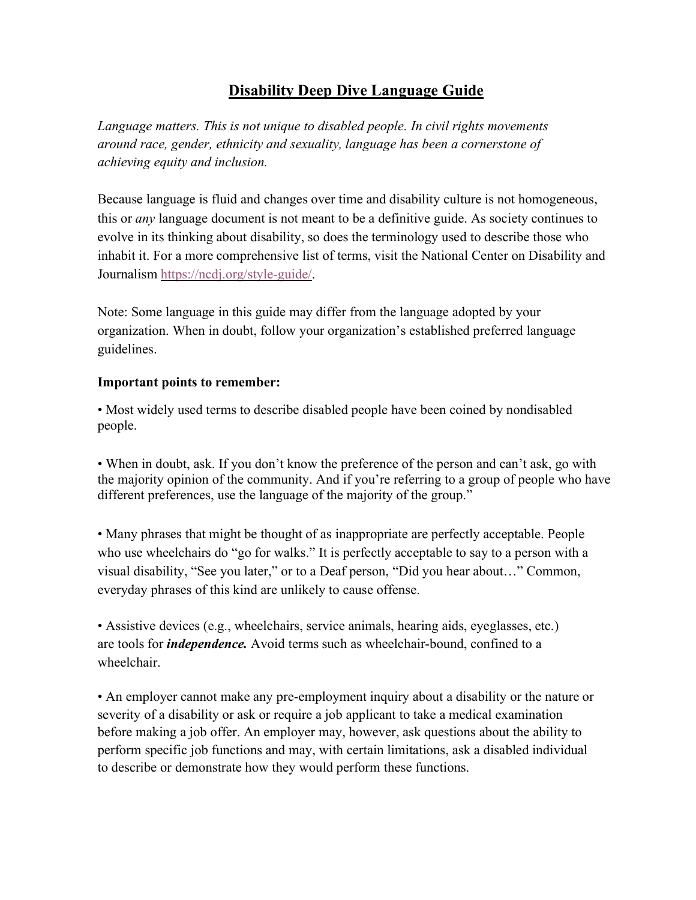# Disability Deep Dive Language Guide

*Language matters. This is not unique to disabled people. In civil rights movements around race, gender, ethnicity and sexuality, language has been a cornerstone of achieving equity and inclusion.*

Because language is fluid and changes over time and disability culture is not homogeneous, this or *any* language document is not meant to be a definitive guide. As society continues to evolve in its thinking about disability, so does the terminology used to describe those who inhabit it. For a more comprehensive list of terms, visit the National Center on Disability and Journalism https://ncdj.org/style-guide/.

Note: Some language in this guide may differ from the language adopted by your organization. When in doubt, follow your organization's established preferred language guidelines.

**Important points to remember:**

- Most widely used terms to describe disabled people have been coined by nondisabled people.

- When in doubt, ask. If you don't know the preference of the person and can't ask, go with the majority opinion of the community. And if you're referring to a group of people who have different preferences, use the language of the majority of the group."

- Many phrases that might be thought of as inappropriate are perfectly acceptable. People who use wheelchairs do "go for walks." It is perfectly acceptable to say to a person with a visual disability, "See you later," or to a Deaf person, "Did you hear about…" Common, everyday phrases of this kind are unlikely to cause offense.

- Assistive devices (e.g., wheelchairs, service animals, hearing aids, eyeglasses, etc.) are tools for ***independence.*** Avoid terms such as wheelchair-bound, confined to a wheelchair.

- An employer cannot make any pre-employment inquiry about a disability or the nature or severity of a disability or ask or require a job applicant to take a medical examination before making a job offer. An employer may, however, ask questions about the ability to perform specific job functions and may, with certain limitations, ask a disabled individual to describe or demonstrate how they would perform these functions.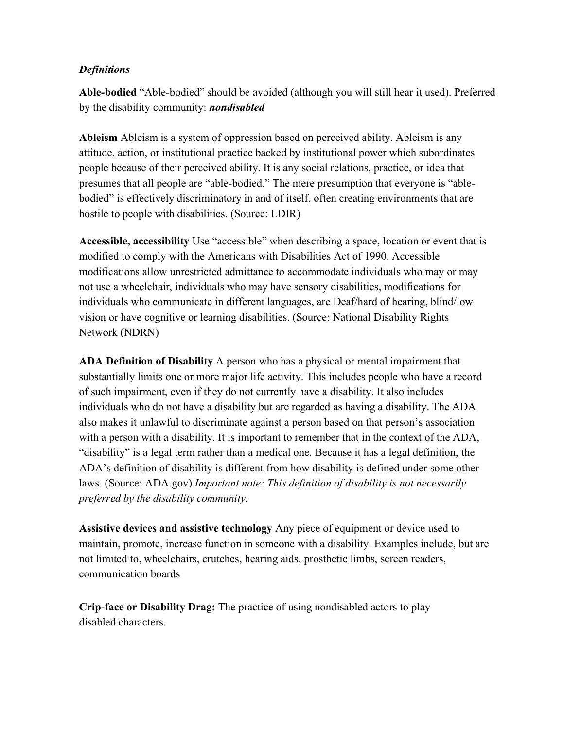*Definitions*

**Able-bodied** "Able-bodied" should be avoided (although you will still hear it used). Preferred by the disability community: ***nondisabled***

**Ableism** Ableism is a system of oppression based on perceived ability. Ableism is any attitude, action, or institutional practice backed by institutional power which subordinates people because of their perceived ability. It is any social relations, practice, or idea that presumes that all people are "able-bodied." The mere presumption that everyone is "able-bodied" is effectively discriminatory in and of itself, often creating environments that are hostile to people with disabilities. (Source: LDIR)

**Accessible, accessibility** Use "accessible" when describing a space, location or event that is modified to comply with the Americans with Disabilities Act of 1990. Accessible modifications allow unrestricted admittance to accommodate individuals who may or may not use a wheelchair, individuals who may have sensory disabilities, modifications for individuals who communicate in different languages, are Deaf/hard of hearing, blind/low vision or have cognitive or learning disabilities. (Source: National Disability Rights Network (NDRN)

**ADA Definition of Disability** A person who has a physical or mental impairment that substantially limits one or more major life activity. This includes people who have a record of such impairment, even if they do not currently have a disability. It also includes individuals who do not have a disability but are regarded as having a disability. The ADA also makes it unlawful to discriminate against a person based on that person's association with a person with a disability. It is important to remember that in the context of the ADA, "disability" is a legal term rather than a medical one. Because it has a legal definition, the ADA's definition of disability is different from how disability is defined under some other laws. (Source: ADA.gov) *Important note: This definition of disability is not necessarily preferred by the disability community.*

**Assistive devices and assistive technology** Any piece of equipment or device used to maintain, promote, increase function in someone with a disability. Examples include, but are not limited to, wheelchairs, crutches, hearing aids, prosthetic limbs, screen readers, communication boards

**Crip-face or Disability Drag:** The practice of using nondisabled actors to play disabled characters.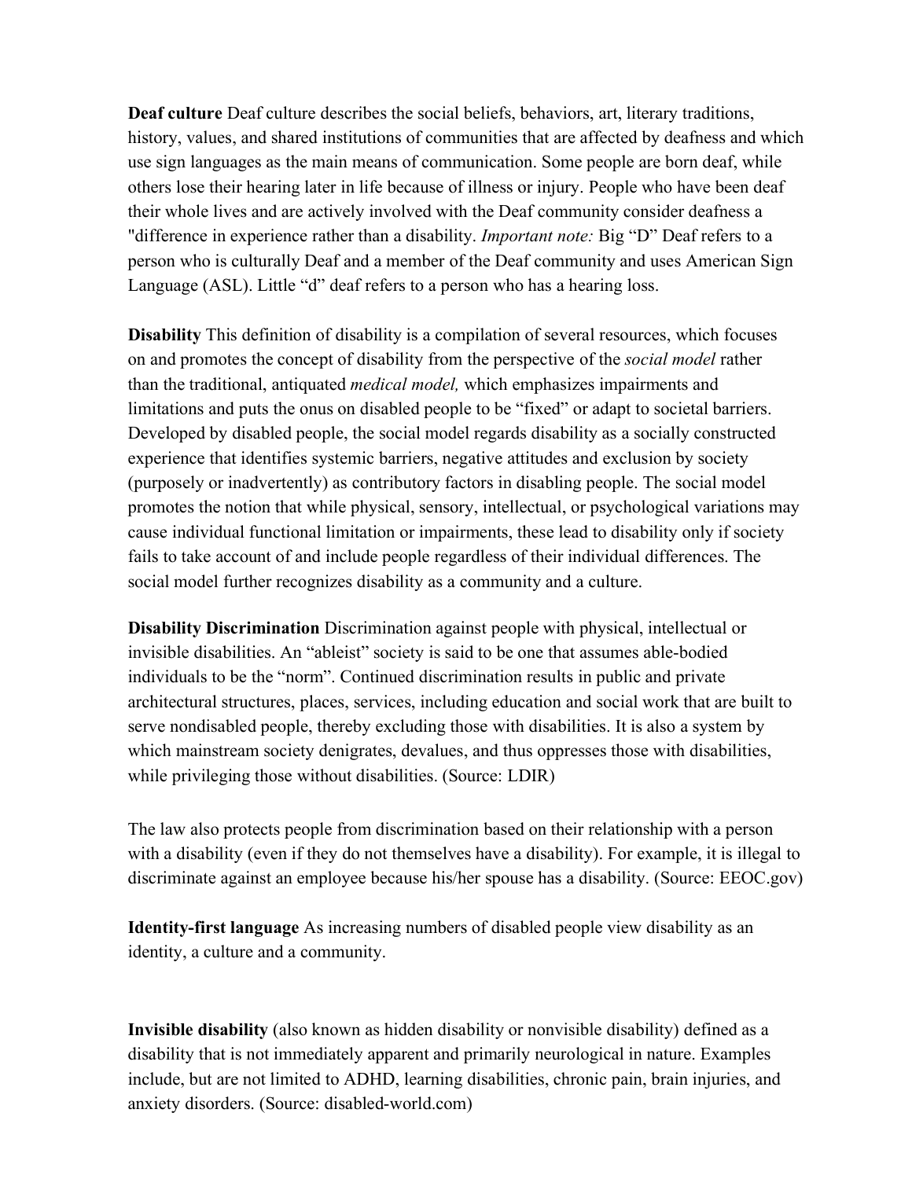**Deaf culture** Deaf culture describes the social beliefs, behaviors, art, literary traditions, history, values, and shared institutions of communities that are affected by deafness and which use sign languages as the main means of communication. Some people are born deaf, while others lose their hearing later in life because of illness or injury. People who have been deaf their whole lives and are actively involved with the Deaf community consider deafness a "difference in experience rather than a disability. *Important note:* Big "D" Deaf refers to a person who is culturally Deaf and a member of the Deaf community and uses American Sign Language (ASL). Little "d" deaf refers to a person who has a hearing loss.

**Disability** This definition of disability is a compilation of several resources, which focuses on and promotes the concept of disability from the perspective of the *social model* rather than the traditional, antiquated *medical model,* which emphasizes impairments and limitations and puts the onus on disabled people to be "fixed" or adapt to societal barriers. Developed by disabled people, the social model regards disability as a socially constructed experience that identifies systemic barriers, negative attitudes and exclusion by society (purposely or inadvertently) as contributory factors in disabling people. The social model promotes the notion that while physical, sensory, intellectual, or psychological variations may cause individual functional limitation or impairments, these lead to disability only if society fails to take account of and include people regardless of their individual differences. The social model further recognizes disability as a community and a culture.

**Disability Discrimination** Discrimination against people with physical, intellectual or invisible disabilities. An "ableist" society is said to be one that assumes able-bodied individuals to be the "norm". Continued discrimination results in public and private architectural structures, places, services, including education and social work that are built to serve nondisabled people, thereby excluding those with disabilities. It is also a system by which mainstream society denigrates, devalues, and thus oppresses those with disabilities, while privileging those without disabilities. (Source: LDIR)

The law also protects people from discrimination based on their relationship with a person with a disability (even if they do not themselves have a disability). For example, it is illegal to discriminate against an employee because his/her spouse has a disability. (Source: EEOC.gov)

**Identity-first language** As increasing numbers of disabled people view disability as an identity, a culture and a community.

**Invisible disability** (also known as hidden disability or nonvisible disability) defined as a disability that is not immediately apparent and primarily neurological in nature. Examples include, but are not limited to ADHD, learning disabilities, chronic pain, brain injuries, and anxiety disorders. (Source: disabled-world.com)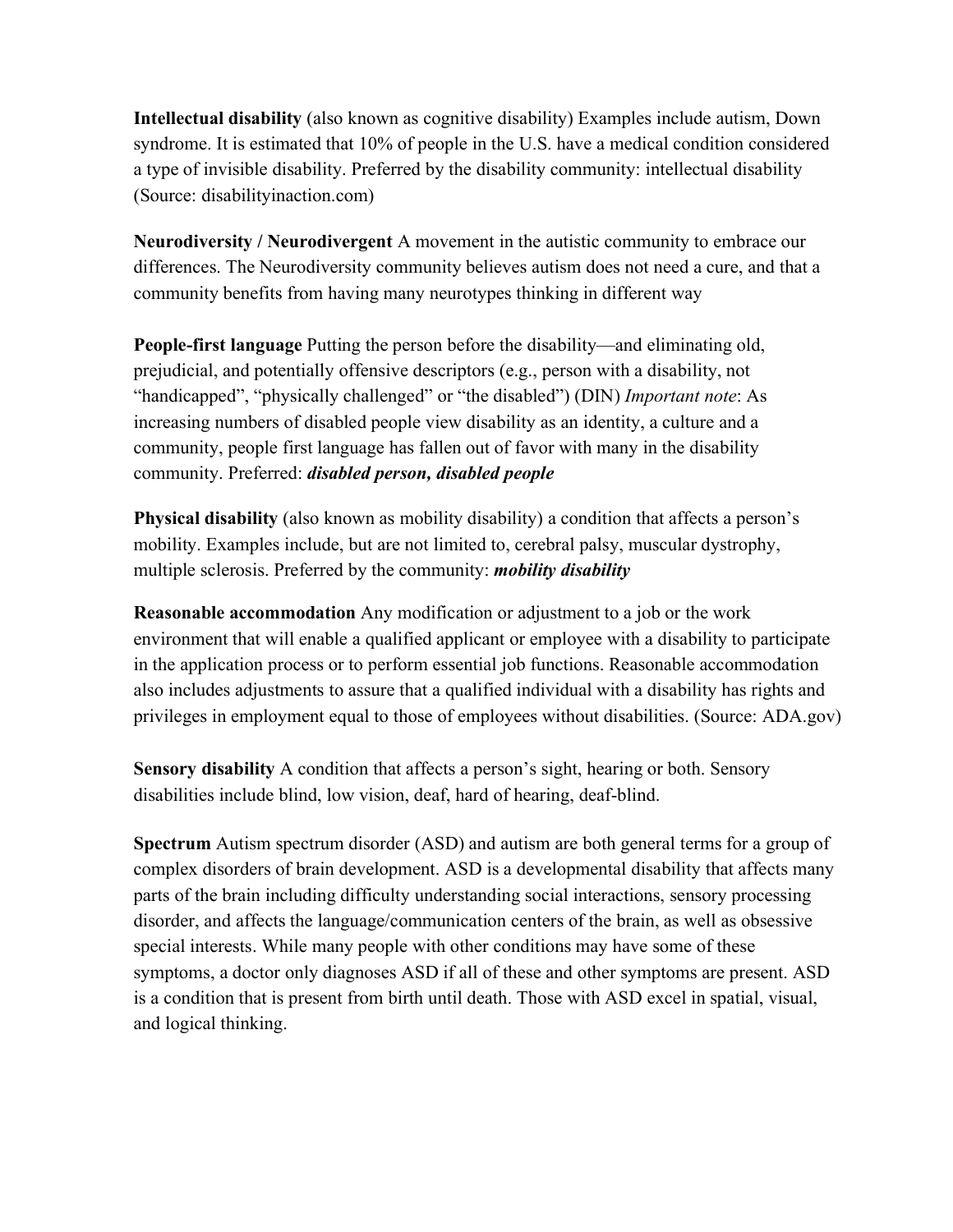**Intellectual disability** (also known as cognitive disability) Examples include autism, Down syndrome. It is estimated that 10% of people in the U.S. have a medical condition considered a type of invisible disability. Preferred by the disability community: intellectual disability (Source: disabilityinaction.com)

**Neurodiversity / Neurodivergent** A movement in the autistic community to embrace our differences. The Neurodiversity community believes autism does not need a cure, and that a community benefits from having many neurotypes thinking in different way

**People-first language** Putting the person before the disability—and eliminating old, prejudicial, and potentially offensive descriptors (e.g., person with a disability, not "handicapped", "physically challenged" or "the disabled") (DIN) *Important note*: As increasing numbers of disabled people view disability as an identity, a culture and a community, people first language has fallen out of favor with many in the disability community. Preferred: ***disabled person, disabled people***

**Physical disability** (also known as mobility disability) a condition that affects a person's mobility. Examples include, but are not limited to, cerebral palsy, muscular dystrophy, multiple sclerosis. Preferred by the community: ***mobility disability***

**Reasonable accommodation** Any modification or adjustment to a job or the work environment that will enable a qualified applicant or employee with a disability to participate in the application process or to perform essential job functions. Reasonable accommodation also includes adjustments to assure that a qualified individual with a disability has rights and privileges in employment equal to those of employees without disabilities. (Source: ADA.gov)

**Sensory disability** A condition that affects a person's sight, hearing or both. Sensory disabilities include blind, low vision, deaf, hard of hearing, deaf-blind.

**Spectrum** Autism spectrum disorder (ASD) and autism are both general terms for a group of complex disorders of brain development. ASD is a developmental disability that affects many parts of the brain including difficulty understanding social interactions, sensory processing disorder, and affects the language/communication centers of the brain, as well as obsessive special interests. While many people with other conditions may have some of these symptoms, a doctor only diagnoses ASD if all of these and other symptoms are present. ASD is a condition that is present from birth until death. Those with ASD excel in spatial, visual, and logical thinking.